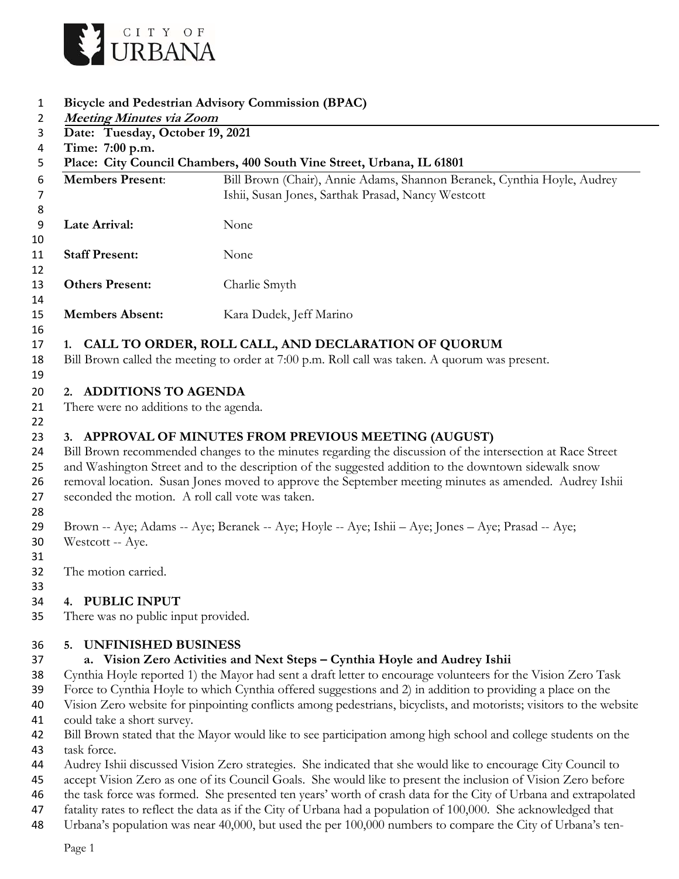CITY OF URBANA

**Bicycle and Pedestrian Advisory Commission (BPAC)**
***Meeting Minutes via Zoom***
**Date: Tuesday, October 19, 2021**
**Time: 7:00 p.m.**
**Place: City Council Chambers, 400 South Vine Street, Urbana, IL 61801**

| | |
|---|---|
| **Members Present**: | Bill Brown (Chair), Annie Adams, Shannon Beranek, Cynthia Hoyle, Audrey Ishii, Susan Jones, Sarthak Prasad, Nancy Westcott |
| **Late Arrival:** | None |
| **Staff Present:** | None |
| **Others Present:** | Charlie Smyth |
| **Members Absent:** | Kara Dudek, Jeff Marino |

## 1. CALL TO ORDER, ROLL CALL, AND DECLARATION OF QUORUM

Bill Brown called the meeting to order at 7:00 p.m. Roll call was taken. A quorum was present.

## 2. ADDITIONS TO AGENDA

There were no additions to the agenda.

## 3. APPROVAL OF MINUTES FROM PREVIOUS MEETING (AUGUST)

Bill Brown recommended changes to the minutes regarding the discussion of the intersection at Race Street and Washington Street and to the description of the suggested addition to the downtown sidewalk snow removal location. Susan Jones moved to approve the September meeting minutes as amended. Audrey Ishii seconded the motion. A roll call vote was taken.

Brown -- Aye; Adams -- Aye; Beranek -- Aye; Hoyle -- Aye; Ishii – Aye; Jones – Aye; Prasad -- Aye; Westcott -- Aye.

The motion carried.

## 4. PUBLIC INPUT

There was no public input provided.

## 5. UNFINISHED BUSINESS

### a. Vision Zero Activities and Next Steps – Cynthia Hoyle and Audrey Ishii

Cynthia Hoyle reported 1) the Mayor had sent a draft letter to encourage volunteers for the Vision Zero Task Force to Cynthia Hoyle to which Cynthia offered suggestions and 2) in addition to providing a place on the Vision Zero website for pinpointing conflicts among pedestrians, bicyclists, and motorists; visitors to the website could take a short survey.

Bill Brown stated that the Mayor would like to see participation among high school and college students on the task force.

Audrey Ishii discussed Vision Zero strategies. She indicated that she would like to encourage City Council to accept Vision Zero as one of its Council Goals. She would like to present the inclusion of Vision Zero before the task force was formed. She presented ten years' worth of crash data for the City of Urbana and extrapolated fatality rates to reflect the data as if the City of Urbana had a population of 100,000. She acknowledged that Urbana's population was near 40,000, but used the per 100,000 numbers to compare the City of Urbana's ten-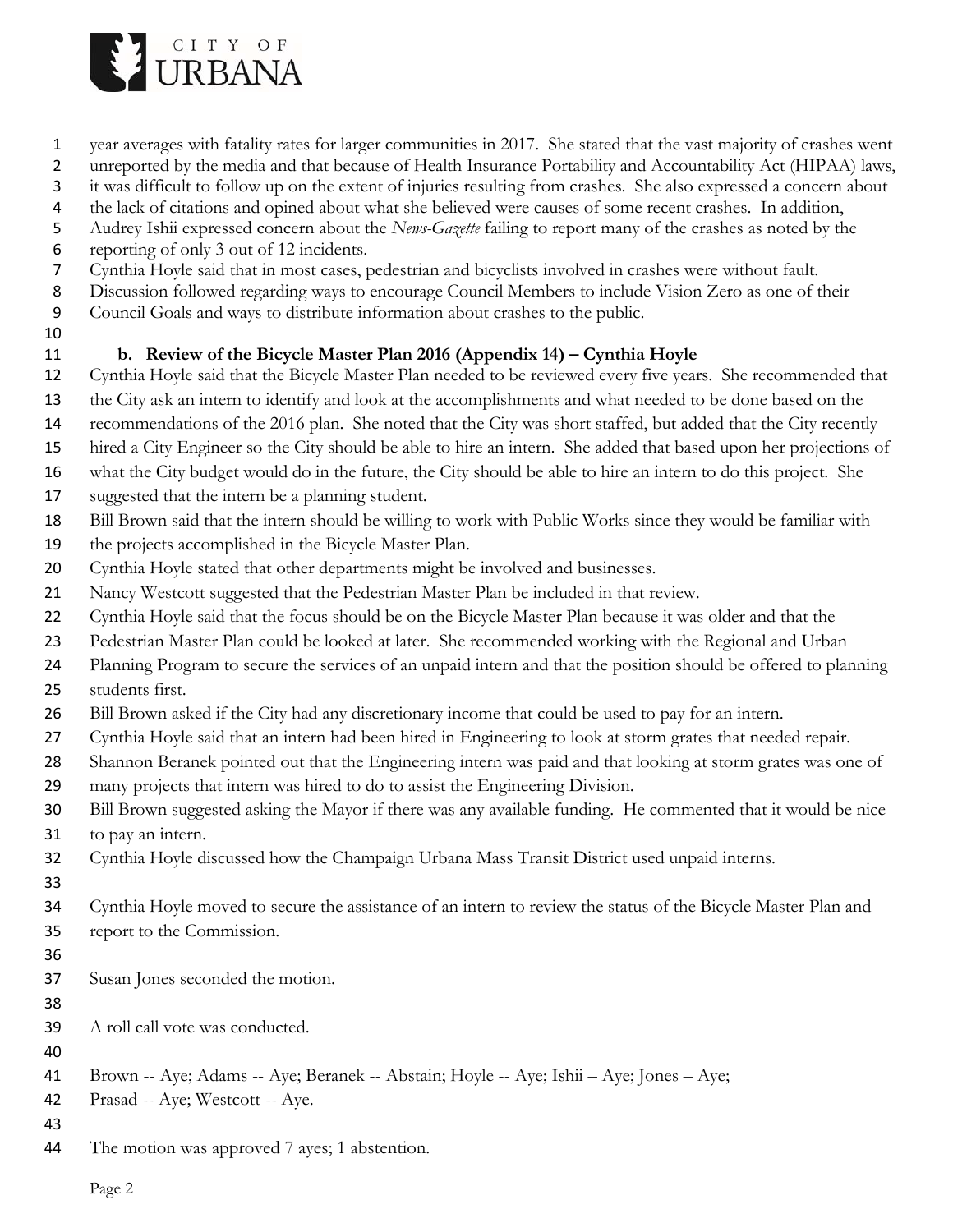year averages with fatality rates for larger communities in 2017. She stated that the vast majority of crashes went unreported by the media and that because of Health Insurance Portability and Accountability Act (HIPAA) laws, it was difficult to follow up on the extent of injuries resulting from crashes. She also expressed a concern about the lack of citations and opined about what she believed were causes of some recent crashes. In addition, Audrey Ishii expressed concern about the *News-Gazette* failing to report many of the crashes as noted by the reporting of only 3 out of 12 incidents.

Cynthia Hoyle said that in most cases, pedestrian and bicyclists involved in crashes were without fault.

Discussion followed regarding ways to encourage Council Members to include Vision Zero as one of their Council Goals and ways to distribute information about crashes to the public.

**b. Review of the Bicycle Master Plan 2016 (Appendix 14) – Cynthia Hoyle**

Cynthia Hoyle said that the Bicycle Master Plan needed to be reviewed every five years. She recommended that the City ask an intern to identify and look at the accomplishments and what needed to be done based on the recommendations of the 2016 plan. She noted that the City was short staffed, but added that the City recently hired a City Engineer so the City should be able to hire an intern. She added that based upon her projections of what the City budget would do in the future, the City should be able to hire an intern to do this project. She suggested that the intern be a planning student.

Bill Brown said that the intern should be willing to work with Public Works since they would be familiar with the projects accomplished in the Bicycle Master Plan.

Cynthia Hoyle stated that other departments might be involved and businesses.

Nancy Westcott suggested that the Pedestrian Master Plan be included in that review.

Cynthia Hoyle said that the focus should be on the Bicycle Master Plan because it was older and that the Pedestrian Master Plan could be looked at later. She recommended working with the Regional and Urban Planning Program to secure the services of an unpaid intern and that the position should be offered to planning students first.

Bill Brown asked if the City had any discretionary income that could be used to pay for an intern.

Cynthia Hoyle said that an intern had been hired in Engineering to look at storm grates that needed repair.

Shannon Beranek pointed out that the Engineering intern was paid and that looking at storm grates was one of many projects that intern was hired to do to assist the Engineering Division.

Bill Brown suggested asking the Mayor if there was any available funding. He commented that it would be nice to pay an intern.

Cynthia Hoyle discussed how the Champaign Urbana Mass Transit District used unpaid interns.

Cynthia Hoyle moved to secure the assistance of an intern to review the status of the Bicycle Master Plan and report to the Commission.

Susan Jones seconded the motion.

A roll call vote was conducted.

Brown -- Aye; Adams -- Aye; Beranek -- Abstain; Hoyle -- Aye; Ishii – Aye; Jones – Aye; Prasad -- Aye; Westcott -- Aye.

The motion was approved 7 ayes; 1 abstention.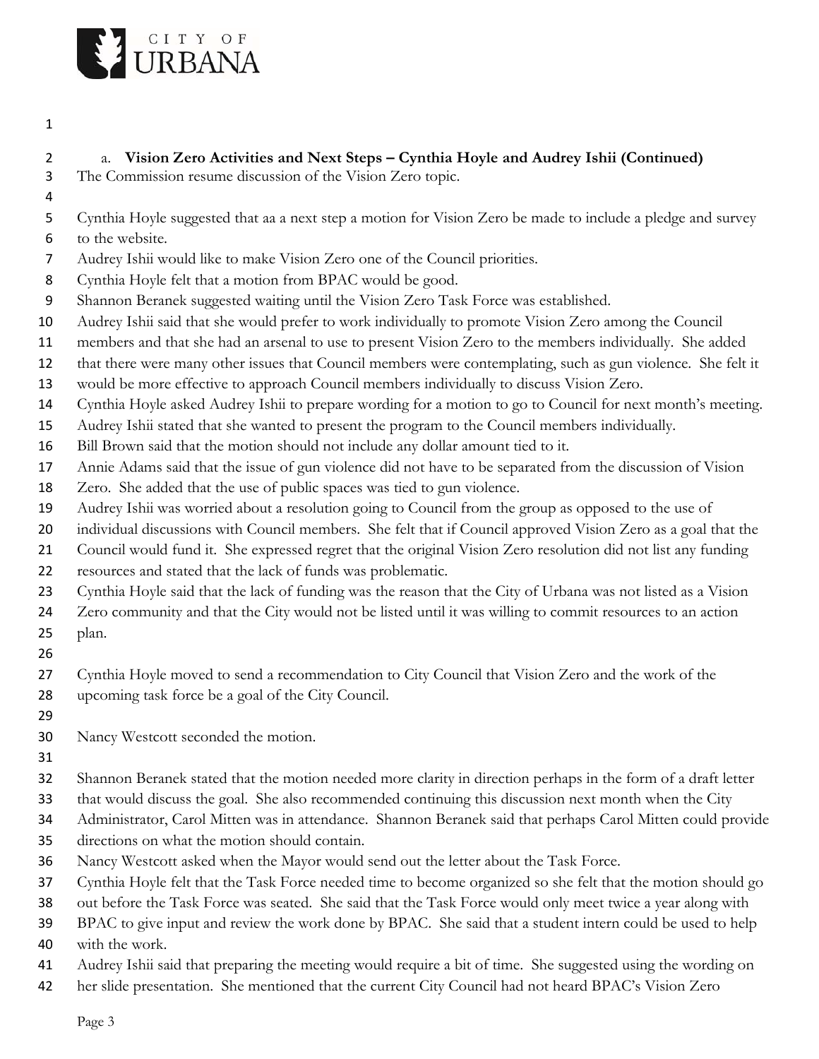a. **Vision Zero Activities and Next Steps – Cynthia Hoyle and Audrey Ishii (Continued)**

The Commission resume discussion of the Vision Zero topic.

Cynthia Hoyle suggested that aa a next step a motion for Vision Zero be made to include a pledge and survey to the website.
Audrey Ishii would like to make Vision Zero one of the Council priorities.
Cynthia Hoyle felt that a motion from BPAC would be good.
Shannon Beranek suggested waiting until the Vision Zero Task Force was established.
Audrey Ishii said that she would prefer to work individually to promote Vision Zero among the Council members and that she had an arsenal to use to present Vision Zero to the members individually. She added that there were many other issues that Council members were contemplating, such as gun violence. She felt it would be more effective to approach Council members individually to discuss Vision Zero.
Cynthia Hoyle asked Audrey Ishii to prepare wording for a motion to go to Council for next month's meeting.
Audrey Ishii stated that she wanted to present the program to the Council members individually.
Bill Brown said that the motion should not include any dollar amount tied to it.
Annie Adams said that the issue of gun violence did not have to be separated from the discussion of Vision Zero. She added that the use of public spaces was tied to gun violence.
Audrey Ishii was worried about a resolution going to Council from the group as opposed to the use of individual discussions with Council members. She felt that if Council approved Vision Zero as a goal that the Council would fund it. She expressed regret that the original Vision Zero resolution did not list any funding resources and stated that the lack of funds was problematic.
Cynthia Hoyle said that the lack of funding was the reason that the City of Urbana was not listed as a Vision Zero community and that the City would not be listed until it was willing to commit resources to an action plan.

Cynthia Hoyle moved to send a recommendation to City Council that Vision Zero and the work of the upcoming task force be a goal of the City Council.

Nancy Westcott seconded the motion.

Shannon Beranek stated that the motion needed more clarity in direction perhaps in the form of a draft letter that would discuss the goal. She also recommended continuing this discussion next month when the City Administrator, Carol Mitten was in attendance. Shannon Beranek said that perhaps Carol Mitten could provide directions on what the motion should contain.
Nancy Westcott asked when the Mayor would send out the letter about the Task Force.
Cynthia Hoyle felt that the Task Force needed time to become organized so she felt that the motion should go out before the Task Force was seated. She said that the Task Force would only meet twice a year along with BPAC to give input and review the work done by BPAC. She said that a student intern could be used to help with the work.
Audrey Ishii said that preparing the meeting would require a bit of time. She suggested using the wording on her slide presentation. She mentioned that the current City Council had not heard BPAC's Vision Zero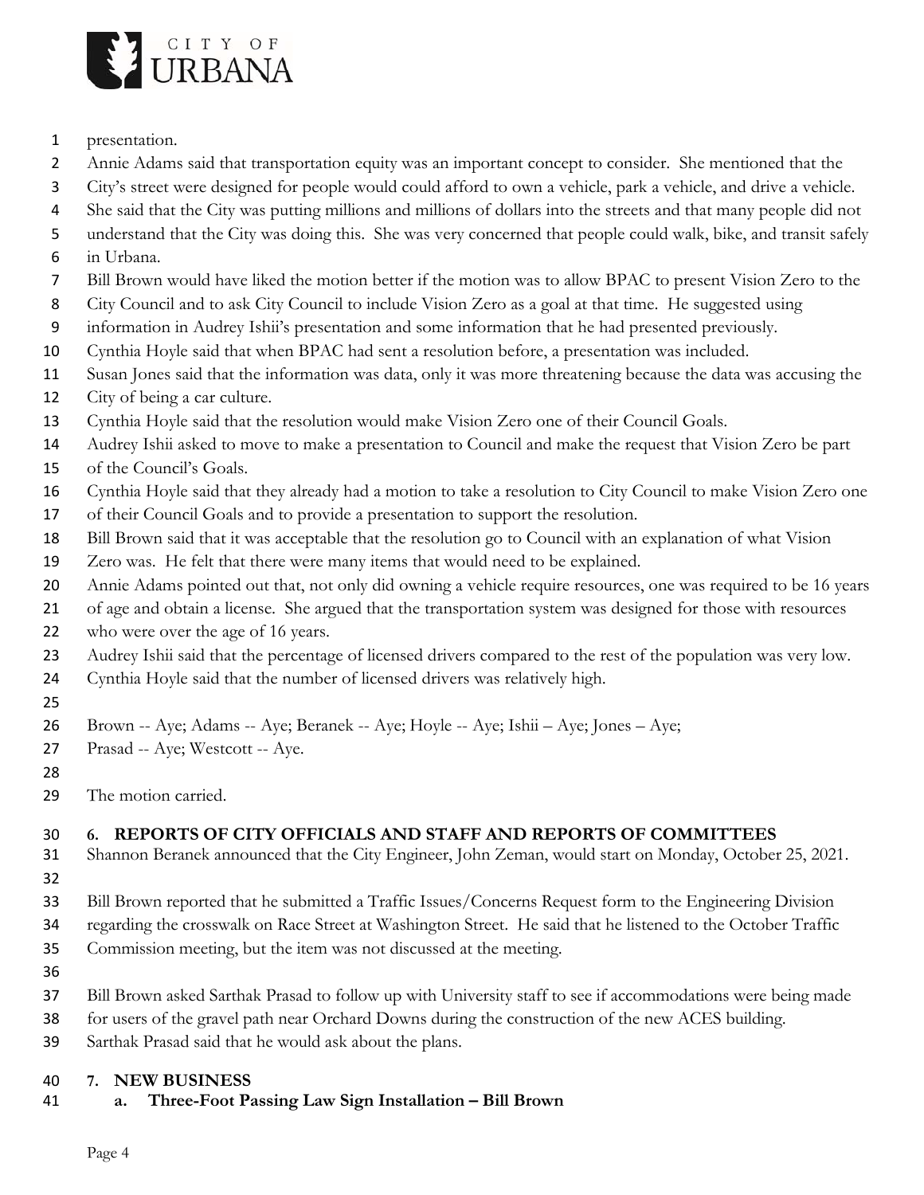presentation.

Annie Adams said that transportation equity was an important concept to consider. She mentioned that the City's street were designed for people would could afford to own a vehicle, park a vehicle, and drive a vehicle. She said that the City was putting millions and millions of dollars into the streets and that many people did not understand that the City was doing this. She was very concerned that people could walk, bike, and transit safely in Urbana.

Bill Brown would have liked the motion better if the motion was to allow BPAC to present Vision Zero to the City Council and to ask City Council to include Vision Zero as a goal at that time. He suggested using information in Audrey Ishii's presentation and some information that he had presented previously.

Cynthia Hoyle said that when BPAC had sent a resolution before, a presentation was included.

Susan Jones said that the information was data, only it was more threatening because the data was accusing the City of being a car culture.

Cynthia Hoyle said that the resolution would make Vision Zero one of their Council Goals.

Audrey Ishii asked to move to make a presentation to Council and make the request that Vision Zero be part of the Council's Goals.

Cynthia Hoyle said that they already had a motion to take a resolution to City Council to make Vision Zero one of their Council Goals and to provide a presentation to support the resolution.

Bill Brown said that it was acceptable that the resolution go to Council with an explanation of what Vision Zero was. He felt that there were many items that would need to be explained.

Annie Adams pointed out that, not only did owning a vehicle require resources, one was required to be 16 years of age and obtain a license. She argued that the transportation system was designed for those with resources who were over the age of 16 years.

Audrey Ishii said that the percentage of licensed drivers compared to the rest of the population was very low.

Cynthia Hoyle said that the number of licensed drivers was relatively high.

Brown -- Aye; Adams -- Aye; Beranek -- Aye; Hoyle -- Aye; Ishii – Aye; Jones – Aye;
Prasad -- Aye; Westcott -- Aye.

The motion carried.

## 6. REPORTS OF CITY OFFICIALS AND STAFF AND REPORTS OF COMMITTEES

Shannon Beranek announced that the City Engineer, John Zeman, would start on Monday, October 25, 2021.

Bill Brown reported that he submitted a Traffic Issues/Concerns Request form to the Engineering Division regarding the crosswalk on Race Street at Washington Street. He said that he listened to the October Traffic Commission meeting, but the item was not discussed at the meeting.

Bill Brown asked Sarthak Prasad to follow up with University staff to see if accommodations were being made for users of the gravel path near Orchard Downs during the construction of the new ACES building.

Sarthak Prasad said that he would ask about the plans.

## 7. NEW BUSINESS

### a. Three-Foot Passing Law Sign Installation – Bill Brown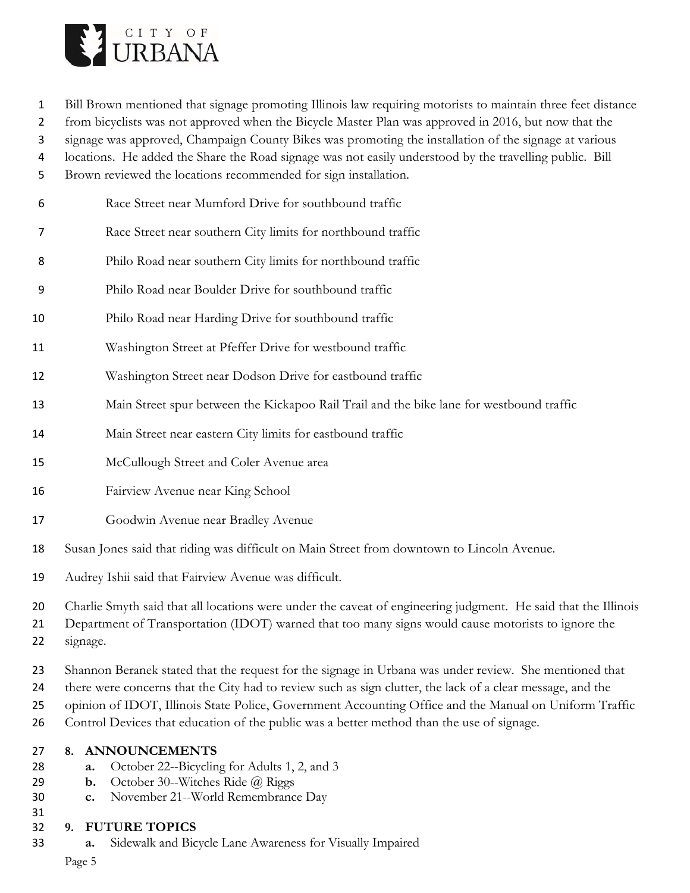Bill Brown mentioned that signage promoting Illinois law requiring motorists to maintain three feet distance from bicyclists was not approved when the Bicycle Master Plan was approved in 2016, but now that the signage was approved, Champaign County Bikes was promoting the installation of the signage at various locations. He added the Share the Road signage was not easily understood by the travelling public. Bill Brown reviewed the locations recommended for sign installation.

Race Street near Mumford Drive for southbound traffic

Race Street near southern City limits for northbound traffic

Philo Road near southern City limits for northbound traffic

Philo Road near Boulder Drive for southbound traffic

Philo Road near Harding Drive for southbound traffic

Washington Street at Pfeffer Drive for westbound traffic

Washington Street near Dodson Drive for eastbound traffic

Main Street spur between the Kickapoo Rail Trail and the bike lane for westbound traffic

Main Street near eastern City limits for eastbound traffic

McCullough Street and Coler Avenue area

Fairview Avenue near King School

Goodwin Avenue near Bradley Avenue

Susan Jones said that riding was difficult on Main Street from downtown to Lincoln Avenue.

Audrey Ishii said that Fairview Avenue was difficult.

Charlie Smyth said that all locations were under the caveat of engineering judgment. He said that the Illinois Department of Transportation (IDOT) warned that too many signs would cause motorists to ignore the signage.

Shannon Beranek stated that the request for the signage in Urbana was under review. She mentioned that there were concerns that the City had to review such as sign clutter, the lack of a clear message, and the opinion of IDOT, Illinois State Police, Government Accounting Office and the Manual on Uniform Traffic Control Devices that education of the public was a better method than the use of signage.

## 8. ANNOUNCEMENTS

- **a.** October 22--Bicycling for Adults 1, 2, and 3
- **b.** October 30--Witches Ride @ Riggs
- **c.** November 21--World Remembrance Day

## 9. FUTURE TOPICS

- **a.** Sidewalk and Bicycle Lane Awareness for Visually Impaired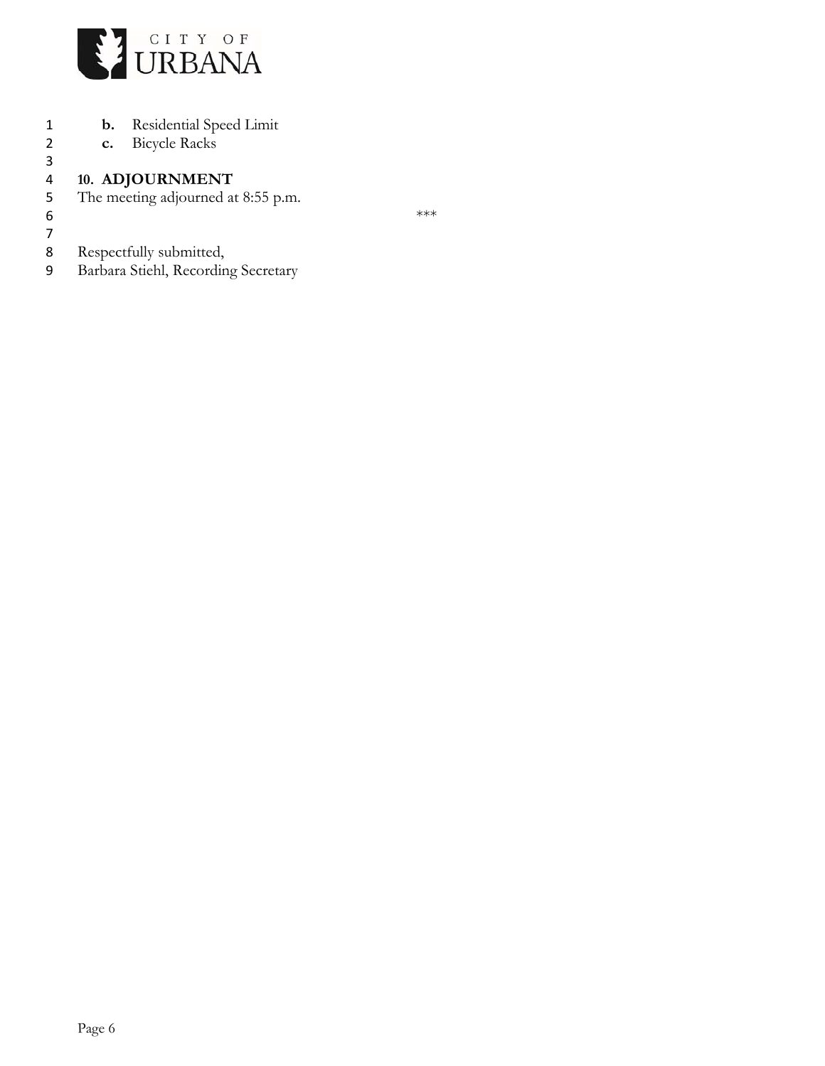**b.** Residential Speed Limit

**c.** Bicycle Racks

## 10. ADJOURNMENT

The meeting adjourned at 8:55 p.m.

***

Respectfully submitted,

Barbara Stiehl, Recording Secretary